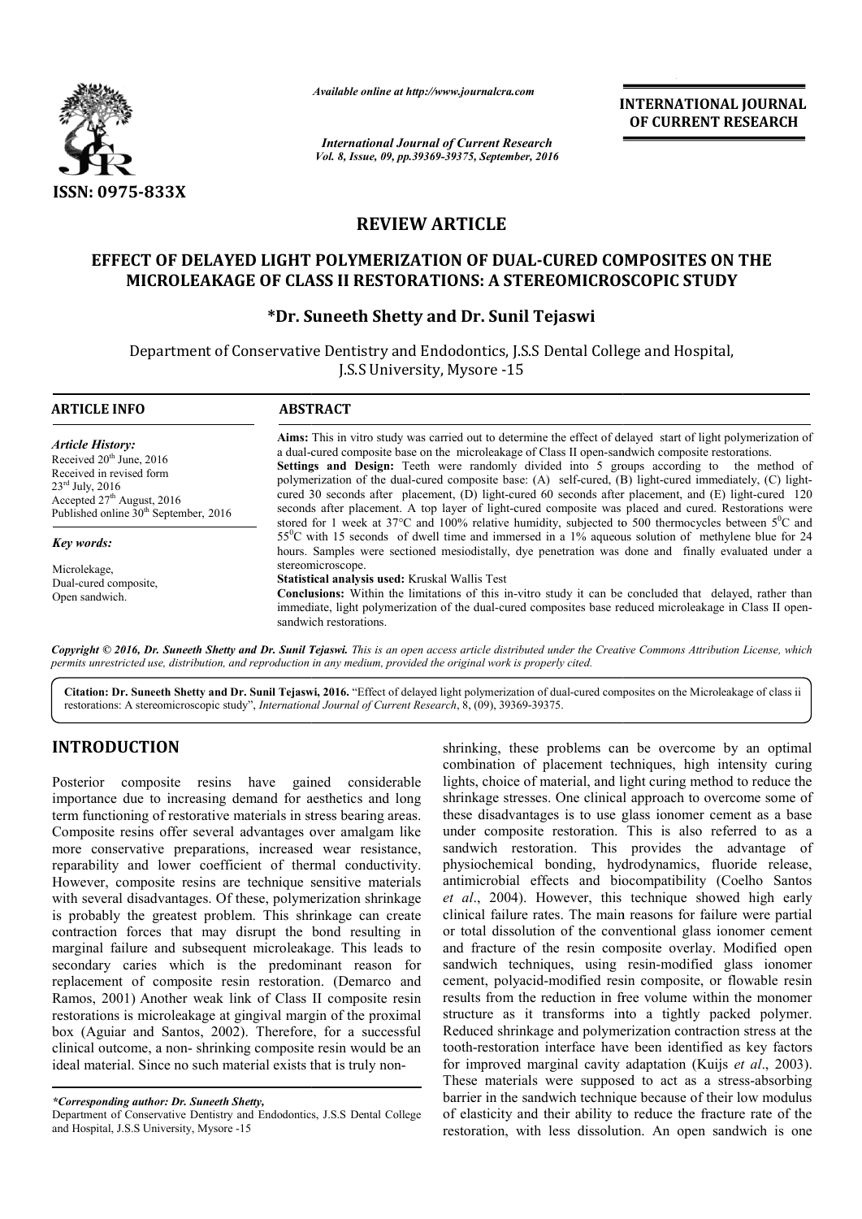*Available online at http://www.journalcra.com*

*International Journal of Current Research*
*Vol. 8, Issue, 09, pp.39369-39375, September, 2016*

**INTERNATIONAL JOURNAL OF CURRENT RESEARCH**

ISSN: 0975-833X

## REVIEW ARTICLE

# EFFECT OF DELAYED LIGHT POLYMERIZATION OF DUAL-CURED COMPOSITES ON THE MICROLEAKAGE OF CLASS II RESTORATIONS: A STEREOMICROSCOPIC STUDY

**\*Dr. Suneeth Shetty and Dr. Sunil Tejaswi**

Department of Conservative Dentistry and Endodontics, J.S.S Dental College and Hospital, J.S.S University, Mysore -15

**ARTICLE INFO**

*Article History:*
Received 20th June, 2016
Received in revised form
23rd July, 2016
Accepted 27th August, 2016
Published online 30th September, 2016

*Key words:*
Microlekage,
Dual-cured composite,
Open sandwich.

**ABSTRACT**

**Aims:** This in vitro study was carried out to determine the effect of delayed start of light polymerization of a dual-cured composite base on the microleakage of Class II open-sandwich composite restorations.

**Settings and Design:** Teeth were randomly divided into 5 groups according to the method of polymerization of the dual-cured composite base: (A) self-cured, (B) light-cured immediately, (C) light-cured 30 seconds after placement, (D) light-cured 60 seconds after placement, and (E) light-cured 120 seconds after placement. A top layer of light-cured composite was placed and cured. Restorations were stored for 1 week at 37°C and 100% relative humidity, subjected to 500 thermocycles between $5^0$C and $55^0$C with 15 seconds of dwell time and immersed in a 1% aqueous solution of methylene blue for 24 hours. Samples were sectioned mesiodistally, dye penetration was done and finally evaluated under a stereomicroscope.

**Statistical analysis used:** Kruskal Wallis Test

**Conclusions:** Within the limitations of this in-vitro study it can be concluded that delayed, rather than immediate, light polymerization of the dual-cured composites base reduced microleakage in Class II open-sandwich restorations.

*Copyright © 2016, Dr. Suneeth Shetty and Dr. Sunil Tejaswi. This is an open access article distributed under the Creative Commons Attribution License, which permits unrestricted use, distribution, and reproduction in any medium, provided the original work is properly cited.*

**Citation: Dr. Suneeth Shetty and Dr. Sunil Tejaswi, 2016.** "Effect of delayed light polymerization of dual-cured composites on the Microleakage of class ii restorations: A stereomicroscopic study", *International Journal of Current Research*, 8, (09), 39369-39375.

## INTRODUCTION

Posterior composite resins have gained considerable importance due to increasing demand for aesthetics and long term functioning of restorative materials in stress bearing areas. Composite resins offer several advantages over amalgam like more conservative preparations, increased wear resistance, reparability and lower coefficient of thermal conductivity. However, composite resins are technique sensitive materials with several disadvantages. Of these, polymerization shrinkage is probably the greatest problem. This shrinkage can create contraction forces that may disrupt the bond resulting in marginal failure and subsequent microleakage. This leads to secondary caries which is the predominant reason for replacement of composite resin restoration. (Demarco and Ramos, 2001) Another weak link of Class II composite resin restorations is microleakage at gingival margin of the proximal box (Aguiar and Santos, 2002). Therefore, for a successful clinical outcome, a non- shrinking composite resin would be an ideal material. Since no such material exists that is truly non-shrinking, these problems can be overcome by an optimal combination of placement techniques, high intensity curing lights, choice of material, and light curing method to reduce the shrinkage stresses. One clinical approach to overcome some of these disadvantages is to use glass ionomer cement as a base under composite restoration. This is also referred to as a sandwich restoration. This provides the advantage of physiochemical bonding, hydrodynamics, fluoride release, antimicrobial effects and biocompatibility (Coelho Santos *et al*., 2004). However, this technique showed high early clinical failure rates. The main reasons for failure were partial or total dissolution of the conventional glass ionomer cement and fracture of the resin composite overlay. Modified open sandwich techniques, using resin-modified glass ionomer cement, polyacid-modified resin composite, or flowable resin results from the reduction in free volume within the monomer structure as it transforms into a tightly packed polymer. Reduced shrinkage and polymerization contraction stress at the tooth-restoration interface have been identified as key factors for improved marginal cavity adaptation (Kuijs *et al*., 2003). These materials were supposed to act as a stress-absorbing barrier in the sandwich technique because of their low modulus of elasticity and their ability to reduce the fracture rate of the restoration, with less dissolution. An open sandwich is one

*\*Corresponding author: Dr. Suneeth Shetty,*
Department of Conservative Dentistry and Endodontics, J.S.S Dental College and Hospital, J.S.S University, Mysore -15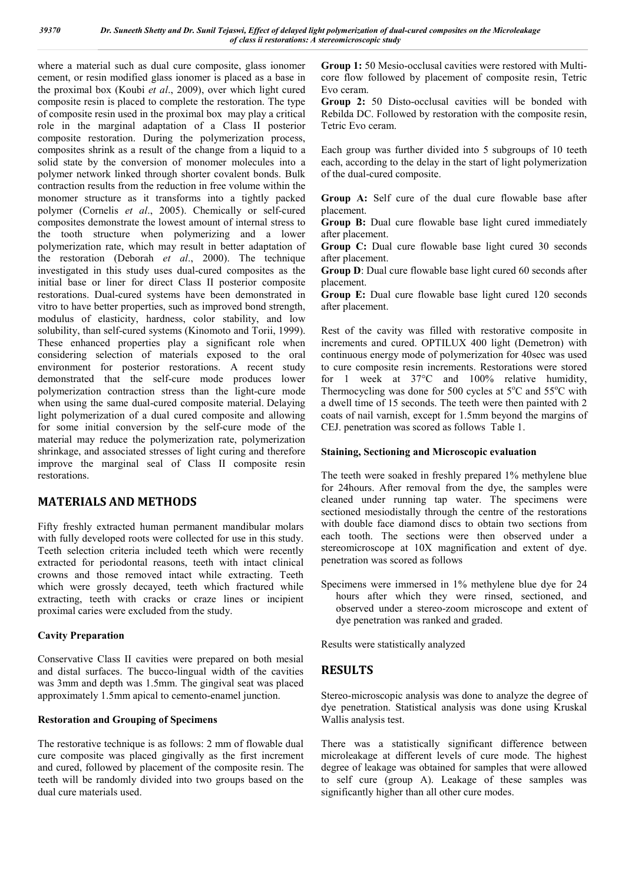where a material such as dual cure composite, glass ionomer cement, or resin modified glass ionomer is placed as a base in the proximal box (Koubi *et al*., 2009), over which light cured composite resin is placed to complete the restoration. The type of composite resin used in the proximal box may play a critical role in the marginal adaptation of a Class II posterior composite restoration. During the polymerization process, composites shrink as a result of the change from a liquid to a solid state by the conversion of monomer molecules into a polymer network linked through shorter covalent bonds. Bulk contraction results from the reduction in free volume within the monomer structure as it transforms into a tightly packed polymer (Cornelis *et al*., 2005). Chemically or self-cured composites demonstrate the lowest amount of internal stress to the tooth structure when polymerizing and a lower polymerization rate, which may result in better adaptation of the restoration (Deborah *et al*., 2000). The technique investigated in this study uses dual-cured composites as the initial base or liner for direct Class II posterior composite restorations. Dual-cured systems have been demonstrated in vitro to have better properties, such as improved bond strength, modulus of elasticity, hardness, color stability, and low solubility, than self-cured systems (Kinomoto and Torii, 1999). These enhanced properties play a significant role when considering selection of materials exposed to the oral environment for posterior restorations. A recent study demonstrated that the self-cure mode produces lower polymerization contraction stress than the light-cure mode when using the same dual-cured composite material. Delaying light polymerization of a dual cured composite and allowing for some initial conversion by the self-cure mode of the material may reduce the polymerization rate, polymerization shrinkage, and associated stresses of light curing and therefore improve the marginal seal of Class II composite resin restorations.

## MATERIALS AND METHODS

Fifty freshly extracted human permanent mandibular molars with fully developed roots were collected for use in this study. Teeth selection criteria included teeth which were recently extracted for periodontal reasons, teeth with intact clinical crowns and those removed intact while extracting. Teeth which were grossly decayed, teeth which fractured while extracting, teeth with cracks or craze lines or incipient proximal caries were excluded from the study.

### Cavity Preparation

Conservative Class II cavities were prepared on both mesial and distal surfaces. The bucco-lingual width of the cavities was 3mm and depth was 1.5mm. The gingival seat was placed approximately 1.5mm apical to cemento-enamel junction.

### Restoration and Grouping of Specimens

The restorative technique is as follows: 2 mm of flowable dual cure composite was placed gingivally as the first increment and cured, followed by placement of the composite resin. The teeth will be randomly divided into two groups based on the dual cure materials used.

**Group 1:** 50 Mesio-occlusal cavities were restored with Multi-core flow followed by placement of composite resin, Tetric Evo ceram.

**Group 2:** 50 Disto-occlusal cavities will be bonded with Rebilda DC. Followed by restoration with the composite resin, Tetric Evo ceram.

Each group was further divided into 5 subgroups of 10 teeth each, according to the delay in the start of light polymerization of the dual-cured composite.

**Group A:** Self cure of the dual cure flowable base after placement.

**Group B:** Dual cure flowable base light cured immediately after placement.

**Group C:** Dual cure flowable base light cured 30 seconds after placement.

**Group D**: Dual cure flowable base light cured 60 seconds after placement.

**Group E:** Dual cure flowable base light cured 120 seconds after placement.

Rest of the cavity was filled with restorative composite in increments and cured. OPTILUX 400 light (Demetron) with continuous energy mode of polymerization for 40sec was used to cure composite resin increments. Restorations were stored for 1 week at 37°C and 100% relative humidity, Thermocycling was done for 500 cycles at 5°C and 55°C with a dwell time of 15 seconds. The teeth were then painted with 2 coats of nail varnish, except for 1.5mm beyond the margins of CEJ. penetration was scored as follows Table 1.

### Staining, Sectioning and Microscopic evaluation

The teeth were soaked in freshly prepared 1% methylene blue for 24hours. After removal from the dye, the samples were cleaned under running tap water. The specimens were sectioned mesiodistally through the centre of the restorations with double face diamond discs to obtain two sections from each tooth. The sections were then observed under a stereomicroscope at 10X magnification and extent of dye. penetration was scored as follows

Specimens were immersed in 1% methylene blue dye for 24 hours after which they were rinsed, sectioned, and observed under a stereo-zoom microscope and extent of dye penetration was ranked and graded.

Results were statistically analyzed

## RESULTS

Stereo-microscopic analysis was done to analyze the degree of dye penetration. Statistical analysis was done using Kruskal Wallis analysis test.

There was a statistically significant difference between microleakage at different levels of cure mode. The highest degree of leakage was obtained for samples that were allowed to self cure (group A). Leakage of these samples was significantly higher than all other cure modes.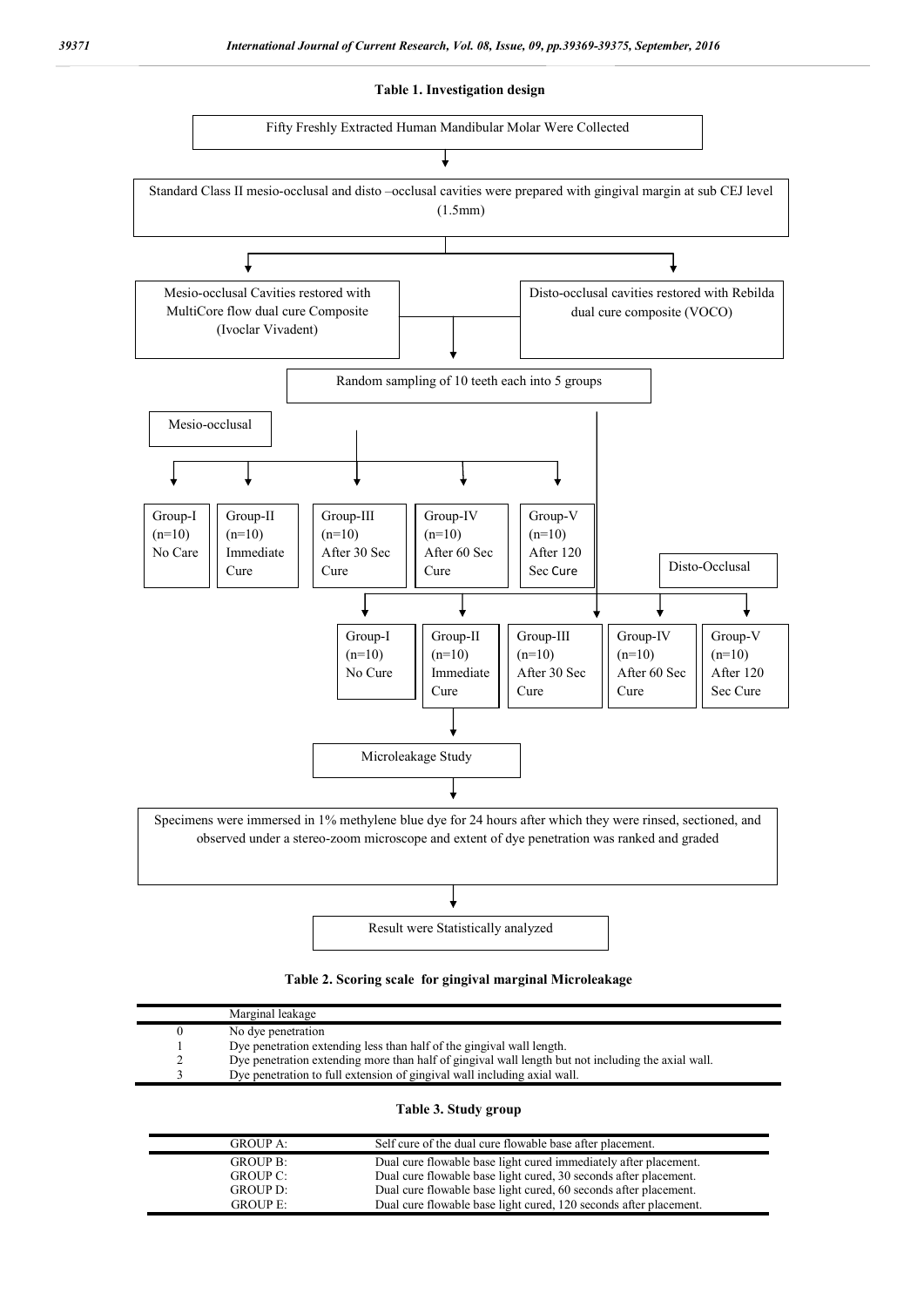**Table 1. Investigation design**

Fifty Freshly Extracted Human Mandibular Molar Were Collected

↓

Standard Class II mesio-occlusal and disto –occlusal cavities were prepared with gingival margin at sub CEJ level (1.5mm)

↓

Mesio-occlusal Cavities restored with MultiCore flow dual cure Composite (Ivoclar Vivadent)

Disto-occlusal cavities restored with Rebilda dual cure composite (VOCO)

↓

Random sampling of 10 teeth each into 5 groups

Mesio-occlusal

Group-I (n=10) No Care

Group-II (n=10) Immediate Cure

Group-III (n=10) After 30 Sec Cure

Group-IV (n=10) After 60 Sec Cure

Group-V (n=10) After 120 Sec Cure

Disto-Occlusal

Group-I (n=10) No Cure

Group-II (n=10) Immediate Cure

Group-III (n=10) After 30 Sec Cure

Group-IV (n=10) After 60 Sec Cure

Group-V (n=10) After 120 Sec Cure

↓

Microleakage Study

↓

Specimens were immersed in 1% methylene blue dye for 24 hours after which they were rinsed, sectioned, and observed under a stereo-zoom microscope and extent of dye penetration was ranked and graded

↓

Result were Statistically analyzed

**Table 2. Scoring scale for gingival marginal Microleakage**

| | Marginal leakage |
|---|---|
| 0 | No dye penetration |
| 1 | Dye penetration extending less than half of the gingival wall length. |
| 2 | Dye penetration extending more than half of gingival wall length but not including the axial wall. |
| 3 | Dye penetration to full extension of gingival wall including axial wall. |

**Table 3. Study group**

| GROUP A: | Self cure of the dual cure flowable base after placement. |
|---|---|
| GROUP B: | Dual cure flowable base light cured immediately after placement. |
| GROUP C: | Dual cure flowable base light cured, 30 seconds after placement. |
| GROUP D: | Dual cure flowable base light cured, 60 seconds after placement. |
| GROUP E: | Dual cure flowable base light cured, 120 seconds after placement. |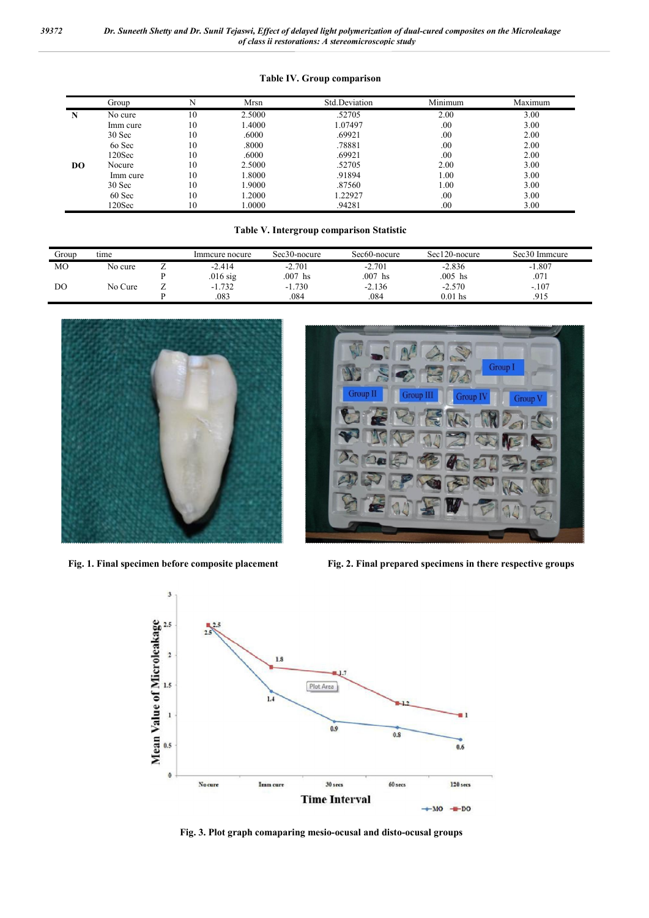**Table IV. Group comparison**

| | Group | N | Mrsn | Std.Deviation | Minimum | Maximum |
|---|---|---|---|---|---|---|
| **N** | No cure | 10 | 2.5000 | .52705 | 2.00 | 3.00 |
| | Imm cure | 10 | 1.4000 | 1.07497 | .00 | 3.00 |
| | 30 Sec | 10 | .6000 | .69921 | .00 | 2.00 |
| | 6o Sec | 10 | .8000 | .78881 | .00 | 2.00 |
| | 120Sec | 10 | .6000 | .69921 | .00 | 2.00 |
| **DO** | Nocure | 10 | 2.5000 | .52705 | 2.00 | 3.00 |
| | Imm cure | 10 | 1.8000 | .91894 | 1.00 | 3.00 |
| | 30 Sec | 10 | 1.9000 | .87560 | 1.00 | 3.00 |
| | 60 Sec | 10 | 1.2000 | 1.22927 | .00 | 3.00 |
| | 120Sec | 10 | 1.0000 | .94281 | .00 | 3.00 |

**Table V. Intergroup comparison Statistic**

| Group | time | | Immcure nocure | Sec30-nocure | Sec60-nocure | Sec120-nocure | Sec30 Immcure |
|---|---|---|---|---|---|---|---|
| MO | No cure | Z | -2.414 | -2.701 | -2.701 | -2.836 | -1.807 |
| | | P | .016 sig | .007 hs | .007 hs | .005 hs | .071 |
| DO | No Cure | Z | -1.732 | -1.730 | -2.136 | -2.570 | -.107 |
| | | P | .083 | .084 | .084 | 0.01 hs | .915 |

**Fig. 1. Final specimen before composite placement**

Group I
Group II
Group III
Group IV
Group V

**Fig. 2. Final prepared specimens in there respective groups**

Mean Value of Microleakage
3
2.5
2
1.5
1
0.5
0
2.5
2.5
1.8
1.7
1.4
1.2
0.9
0.8
1
0.6
Plot Area
No cure
Imm cure
30 secs
60 secs
120 secs
Time Interval
MO
DO

**Fig. 3. Plot graph comaparing mesio-ocusal and disto-ocusal groups**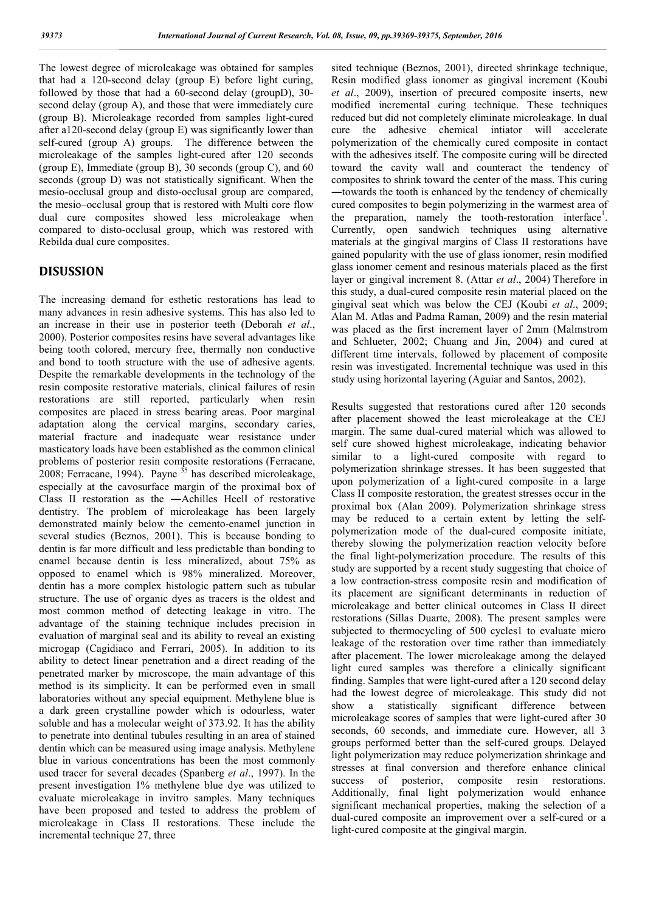The lowest degree of microleakage was obtained for samples that had a 120-second delay (group E) before light curing, followed by those that had a 60-second delay (groupD), 30-second delay (group A), and those that were immediately cure (group B). Microleakage recorded from samples light-cured after a120-second delay (group E) was significantly lower than self-cured (group A) groups. The difference between the microleakage of the samples light-cured after 120 seconds (group E), Immediate (group B), 30 seconds (group C), and 60 seconds (group D) was not statistically significant. When the mesio-occlusal group and disto-occlusal group are compared, the mesio–occlusal group that is restored with Multi core flow dual cure composites showed less microleakage when compared to disto-occlusal group, which was restored with Rebilda dual cure composites.

## DISUSSION

The increasing demand for esthetic restorations has lead to many advances in resin adhesive systems. This has also led to an increase in their use in posterior teeth (Deborah *et al*., 2000). Posterior composites resins have several advantages like being tooth colored, mercury free, thermally non conductive and bond to tooth structure with the use of adhesive agents. Despite the remarkable developments in the technology of the resin composite restorative materials, clinical failures of resin restorations are still reported, particularly when resin composites are placed in stress bearing areas. Poor marginal adaptation along the cervical margins, secondary caries, material fracture and inadequate wear resistance under masticatory loads have been established as the common clinical problems of posterior resin composite restorations (Ferracane, 2008; Ferracane, 1994). Payne [35] has described microleakage, especially at the cavosurface margin of the proximal box of Class II restoration as the ―Achilles Heel‖ of restorative dentistry. The problem of microleakage has been largely demonstrated mainly below the cemento-enamel junction in several studies (Beznos, 2001). This is because bonding to dentin is far more difficult and less predictable than bonding to enamel because dentin is less mineralized, about 75% as opposed to enamel which is 98% mineralized. Moreover, dentin has a more complex histologic pattern such as tubular structure. The use of organic dyes as tracers is the oldest and most common method of detecting leakage in vitro. The advantage of the staining technique includes precision in evaluation of marginal seal and its ability to reveal an existing microgap (Cagidiaco and Ferrari, 2005). In addition to its ability to detect linear penetration and a direct reading of the penetrated marker by microscope, the main advantage of this method is its simplicity. It can be performed even in small laboratories without any special equipment. Methylene blue is a dark green crystalline powder which is odourless, water soluble and has a molecular weight of 373.92. It has the ability to penetrate into dentinal tubules resulting in an area of stained dentin which can be measured using image analysis. Methylene blue in various concentrations has been the most commonly used tracer for several decades (Spanberg *et al*., 1997). In the present investigation 1% methylene blue dye was utilized to evaluate microleakage in invitro samples. Many techniques have been proposed and tested to address the problem of microleakage in Class II restorations. These include the incremental technique 27, three sited technique (Beznos, 2001), directed shrinkage technique, Resin modified glass ionomer as gingival increment (Koubi *et al*., 2009), insertion of precured composite inserts, new modified incremental curing technique. These techniques reduced but did not completely eliminate microleakage. In dual cure the adhesive chemical intiator will accelerate polymerization of the chemically cured composite in contact with the adhesives itself. The composite curing will be directed toward the cavity wall and counteract the tendency of composites to shrink toward the center of the mass. This curing ―towards the tooth is enhanced by the tendency of chemically cured composites to begin polymerizing in the warmest area of the preparation, namely the tooth-restoration interface[1]. Currently, open sandwich techniques using alternative materials at the gingival margins of Class II restorations have gained popularity with the use of glass ionomer, resin modified glass ionomer cement and resinous materials placed as the first layer or gingival increment 8. (Attar *et al*., 2004) Therefore in this study, a dual-cured composite resin material placed on the gingival seat which was below the CEJ (Koubi *et al*., 2009; Alan M. Atlas and Padma Raman, 2009) and the resin material was placed as the first increment layer of 2mm (Malmstrom and Schlueter, 2002; Chuang and Jin, 2004) and cured at different time intervals, followed by placement of composite resin was investigated. Incremental technique was used in this study using horizontal layering (Aguiar and Santos, 2002).

Results suggested that restorations cured after 120 seconds after placement showed the least microleakage at the CEJ margin. The same dual-cured material which was allowed to self cure showed highest microleakage, indicating behavior similar to a light-cured composite with regard to polymerization shrinkage stresses. It has been suggested that upon polymerization of a light-cured composite in a large Class II composite restoration, the greatest stresses occur in the proximal box (Alan 2009). Polymerization shrinkage stress may be reduced to a certain extent by letting the self-polymerization mode of the dual-cured composite initiate, thereby slowing the polymerization reaction velocity before the final light-polymerization procedure. The results of this study are supported by a recent study suggesting that choice of a low contraction-stress composite resin and modification of its placement are significant determinants in reduction of microleakage and better clinical outcomes in Class II direct restorations (Sillas Duarte, 2008). The present samples were subjected to thermocycling of 500 cycles1 to evaluate micro leakage of the restoration over time rather than immediately after placement. The lower microleakage among the delayed light cured samples was therefore a clinically significant finding. Samples that were light-cured after a 120 second delay had the lowest degree of microleakage. This study did not show a statistically significant difference between microleakage scores of samples that were light-cured after 30 seconds, 60 seconds, and immediate cure. However, all 3 groups performed better than the self-cured groups. Delayed light polymerization may reduce polymerization shrinkage and stresses at final conversion and therefore enhance clinical success of posterior, composite resin restorations. Additionally, final light polymerization would enhance significant mechanical properties, making the selection of a dual-cured composite an improvement over a self-cured or a light-cured composite at the gingival margin.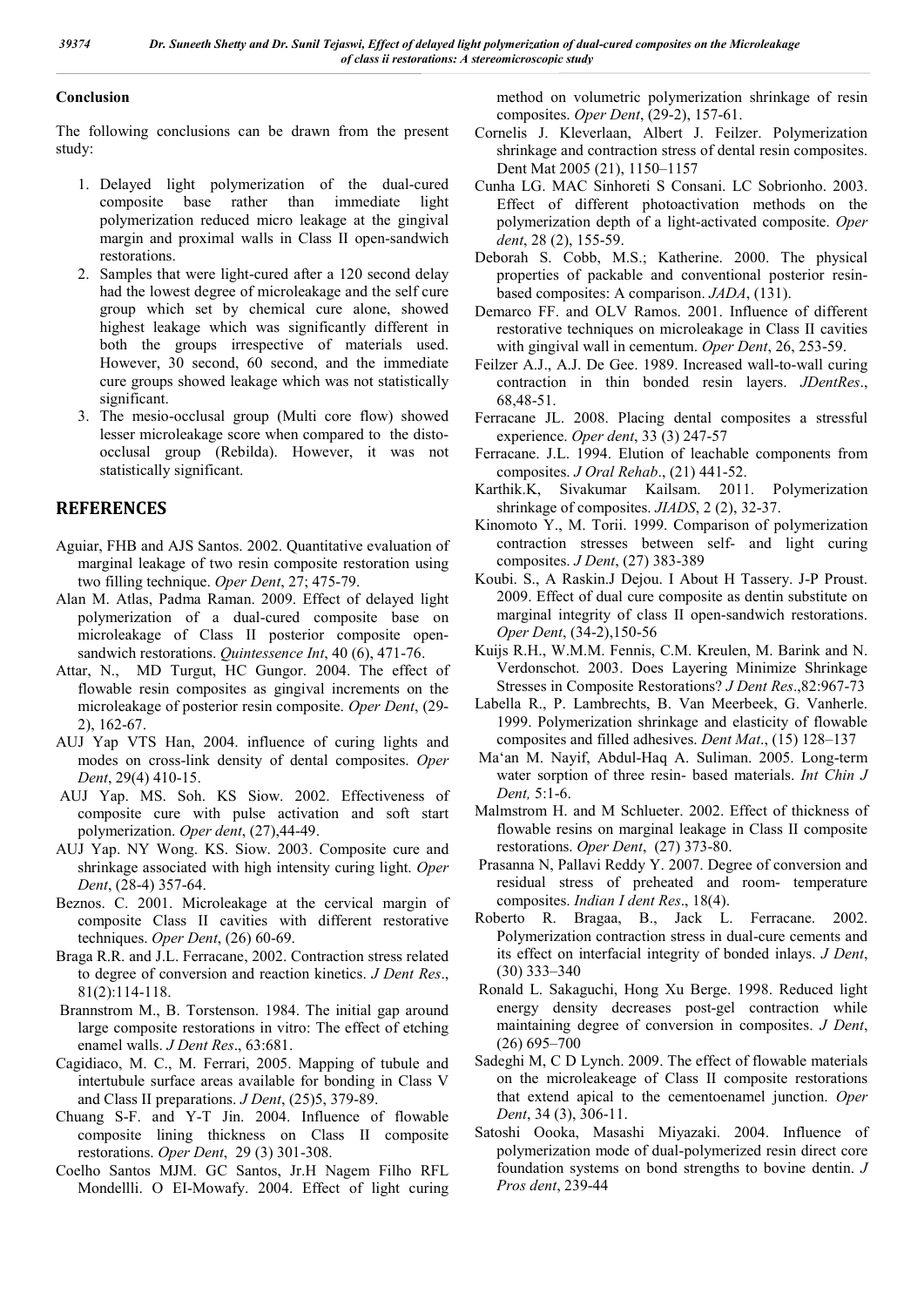## Conclusion

The following conclusions can be drawn from the present study:

1. Delayed light polymerization of the dual-cured composite base rather than immediate light polymerization reduced micro leakage at the gingival margin and proximal walls in Class II open-sandwich restorations.
2. Samples that were light-cured after a 120 second delay had the lowest degree of microleakage and the self cure group which set by chemical cure alone, showed highest leakage which was significantly different in both the groups irrespective of materials used. However, 30 second, 60 second, and the immediate cure groups showed leakage which was not statistically significant.
3. The mesio-occlusal group (Multi core flow) showed lesser microleakage score when compared to the disto-occlusal group (Rebilda). However, it was not statistically significant.

## REFERENCES

Aguiar, FHB and AJS Santos. 2002. Quantitative evaluation of marginal leakage of two resin composite restoration using two filling technique. *Oper Dent*, 27; 475-79.

Alan M. Atlas, Padma Raman. 2009. Effect of delayed light polymerization of a dual-cured composite base on microleakage of Class II posterior composite open-sandwich restorations. *Quintessence Int*, 40 (6), 471-76.

Attar, N., MD Turgut, HC Gungor. 2004. The effect of flowable resin composites as gingival increments on the microleakage of posterior resin composite. *Oper Dent*, (29-2), 162-67.

AUJ Yap VTS Han, 2004. influence of curing lights and modes on cross-link density of dental composites. *Oper Dent*, 29(4) 410-15.

AUJ Yap. MS. Soh. KS Siow. 2002. Effectiveness of composite cure with pulse activation and soft start polymerization. *Oper dent*, (27),44-49.

AUJ Yap. NY Wong. KS. Siow. 2003. Composite cure and shrinkage associated with high intensity curing light. *Oper Dent*, (28-4) 357-64.

Beznos. C. 2001. Microleakage at the cervical margin of composite Class II cavities with different restorative techniques. *Oper Dent*, (26) 60-69.

Braga R.R. and J.L. Ferracane, 2002. Contraction stress related to degree of conversion and reaction kinetics. *J Dent Res*., 81(2):114-118.

Brannstrom M., B. Torstenson. 1984. The initial gap around large composite restorations in vitro: The effect of etching enamel walls. *J Dent Res*., 63:681.

Cagidiaco, M. C., M. Ferrari, 2005. Mapping of tubule and intertubule surface areas available for bonding in Class V and Class II preparations. *J Dent*, (25)5, 379-89.

Chuang S-F. and Y-T Jin. 2004. Influence of flowable composite lining thickness on Class II composite restorations. *Oper Dent*, 29 (3) 301-308.

Coelho Santos MJM. GC Santos, Jr.H Nagem Filho RFL Mondellli. O EI-Mowafy. 2004. Effect of light curing method on volumetric polymerization shrinkage of resin composites. *Oper Dent*, (29-2), 157-61.

Cornelis J. Kleverlaan, Albert J. Feilzer. Polymerization shrinkage and contraction stress of dental resin composites. Dent Mat 2005 (21), 1150–1157

Cunha LG. MAC Sinhoreti S Consani. LC Sobrionho. 2003. Effect of different photoactivation methods on the polymerization depth of a light-activated composite. *Oper dent*, 28 (2), 155-59.

Deborah S. Cobb, M.S.; Katherine. 2000. The physical properties of packable and conventional posterior resin-based composites: A comparison. *JADA*, (131).

Demarco FF. and OLV Ramos. 2001. Influence of different restorative techniques on microleakage in Class II cavities with gingival wall in cementum. *Oper Dent*, 26, 253-59.

Feilzer A.J., A.J. De Gee. 1989. Increased wall-to-wall curing contraction in thin bonded resin layers. *JDentRes*., 68,48-51.

Ferracane JL. 2008. Placing dental composites a stressful experience. *Oper dent*, 33 (3) 247-57

Ferracane. J.L. 1994. Elution of leachable components from composites. *J Oral Rehab*., (21) 441-52.

Karthik.K, Sivakumar Kailsam. 2011. Polymerization shrinkage of composites. *JIADS*, 2 (2), 32-37.

Kinomoto Y., M. Torii. 1999. Comparison of polymerization contraction stresses between self- and light curing composites. *J Dent*, (27) 383-389

Koubi. S., A Raskin.J Dejou. I About H Tassery. J-P Proust. 2009. Effect of dual cure composite as dentin substitute on marginal integrity of class II open-sandwich restorations. *Oper Dent*, (34-2),150-56

Kuijs R.H., W.M.M. Fennis, C.M. Kreulen, M. Barink and N. Verdonschot. 2003. Does Layering Minimize Shrinkage Stresses in Composite Restorations? *J Dent Res*.,82:967-73

Labella R., P. Lambrechts, B. Van Meerbeek, G. Vanherle. 1999. Polymerization shrinkage and elasticity of flowable composites and filled adhesives. *Dent Mat*., (15) 128–137

Ma'an M. Nayif, Abdul-Haq A. Suliman. 2005. Long-term water sorption of three resin- based materials. *Int Chin J Dent,* 5:1-6.

Malmstrom H. and M Schlueter. 2002. Effect of thickness of flowable resins on marginal leakage in Class II composite restorations. *Oper Dent*, (27) 373-80.

Prasanna N, Pallavi Reddy Y. 2007. Degree of conversion and residual stress of preheated and room- temperature composites. *Indian I dent Res*., 18(4).

Roberto R. Bragaa, B., Jack L. Ferracane. 2002. Polymerization contraction stress in dual-cure cements and its effect on interfacial integrity of bonded inlays. *J Dent*, (30) 333–340

Ronald L. Sakaguchi, Hong Xu Berge. 1998. Reduced light energy density decreases post-gel contraction while maintaining degree of conversion in composites. *J Dent*, (26) 695–700

Sadeghi M, C D Lynch. 2009. The effect of flowable materials on the microleakeage of Class II composite restorations that extend apical to the cementoenamel junction. *Oper Dent*, 34 (3), 306-11.

Satoshi Oooka, Masashi Miyazaki. 2004. Influence of polymerization mode of dual-polymerized resin direct core foundation systems on bond strengths to bovine dentin. *J Pros dent*, 239-44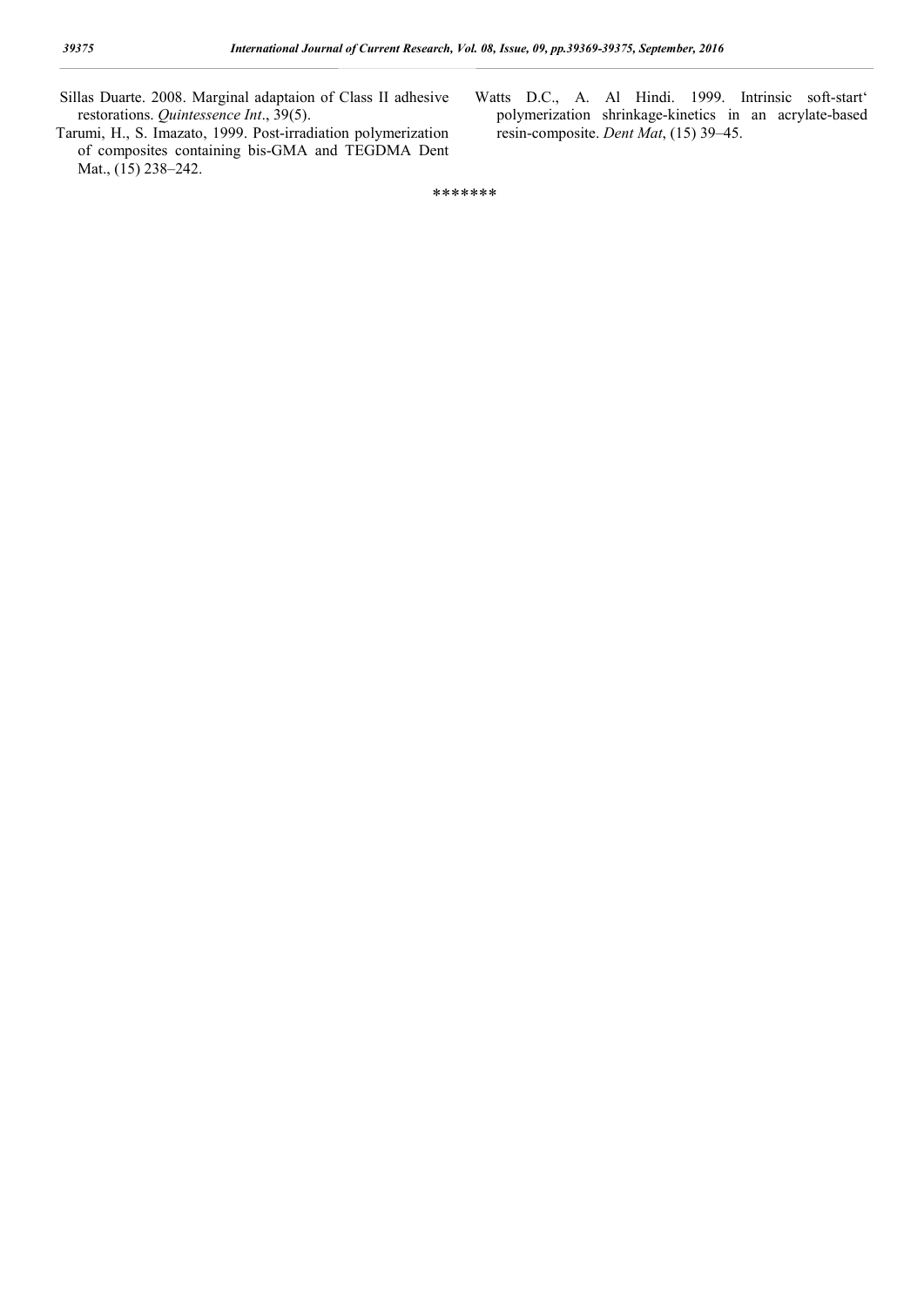Sillas Duarte. 2008. Marginal adaptaion of Class II adhesive restorations. *Quintessence Int*., 39(5).

Tarumi, H., S. Imazato, 1999. Post-irradiation polymerization of composites containing bis-GMA and TEGDMA Dent Mat., (15) 238–242.

Watts D.C., A. Al Hindi. 1999. Intrinsic soft-start' polymerization shrinkage-kinetics in an acrylate-based resin-composite. *Dent Mat*, (15) 39–45.

*******